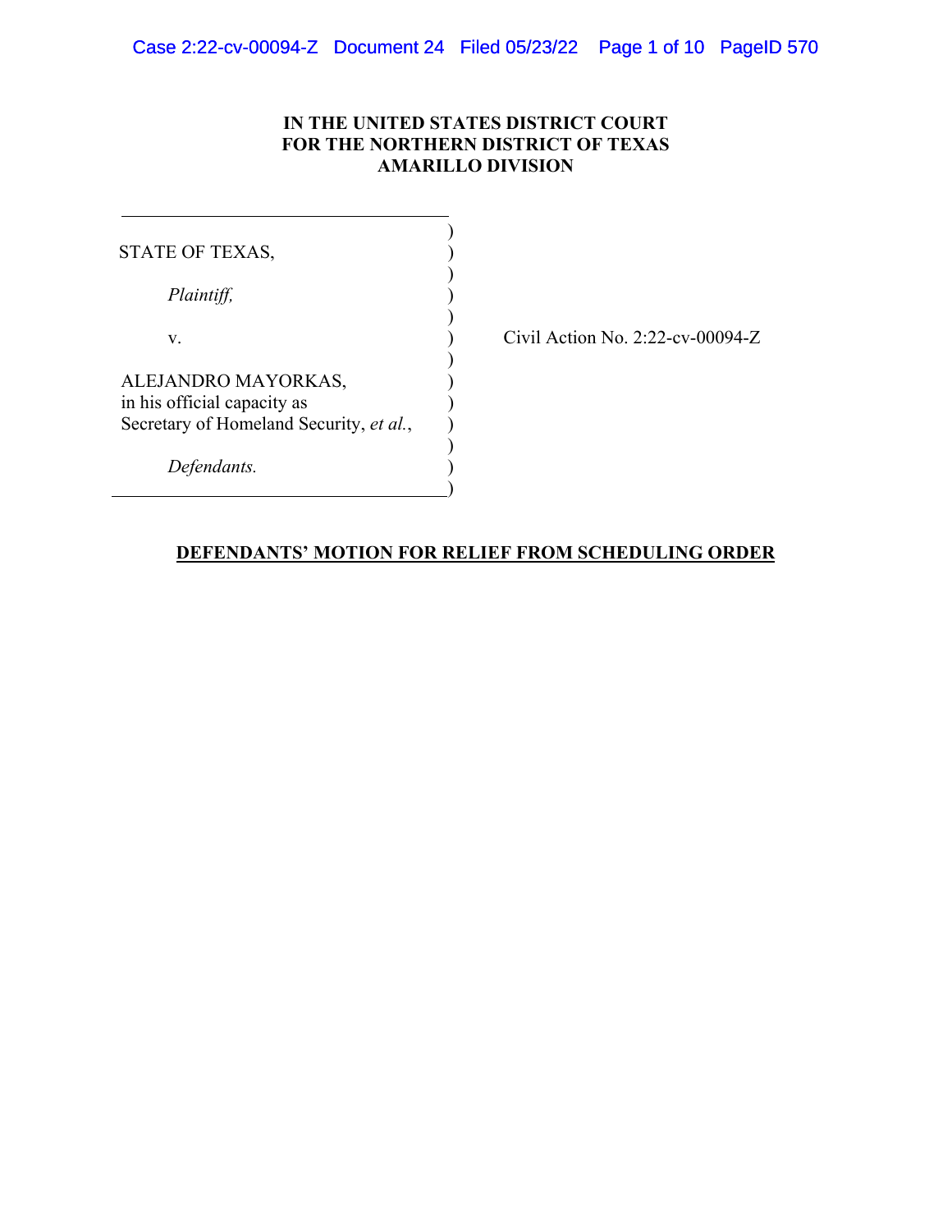**IN THE UNITED STATES DISTRICT COURT**
**FOR THE NORTHERN DISTRICT OF TEXAS**
**AMARILLO DIVISION**

| | |
|---|---|
| STATE OF TEXAS,<br><br>*Plaintiff,*<br><br>v.<br><br>ALEJANDRO MAYORKAS,<br>in his official capacity as<br>Secretary of Homeland Security, *et al.*,<br><br>*Defendants.* | Civil Action No. 2:22-cv-00094-Z |

**DEFENDANTS' MOTION FOR RELIEF FROM SCHEDULING ORDER**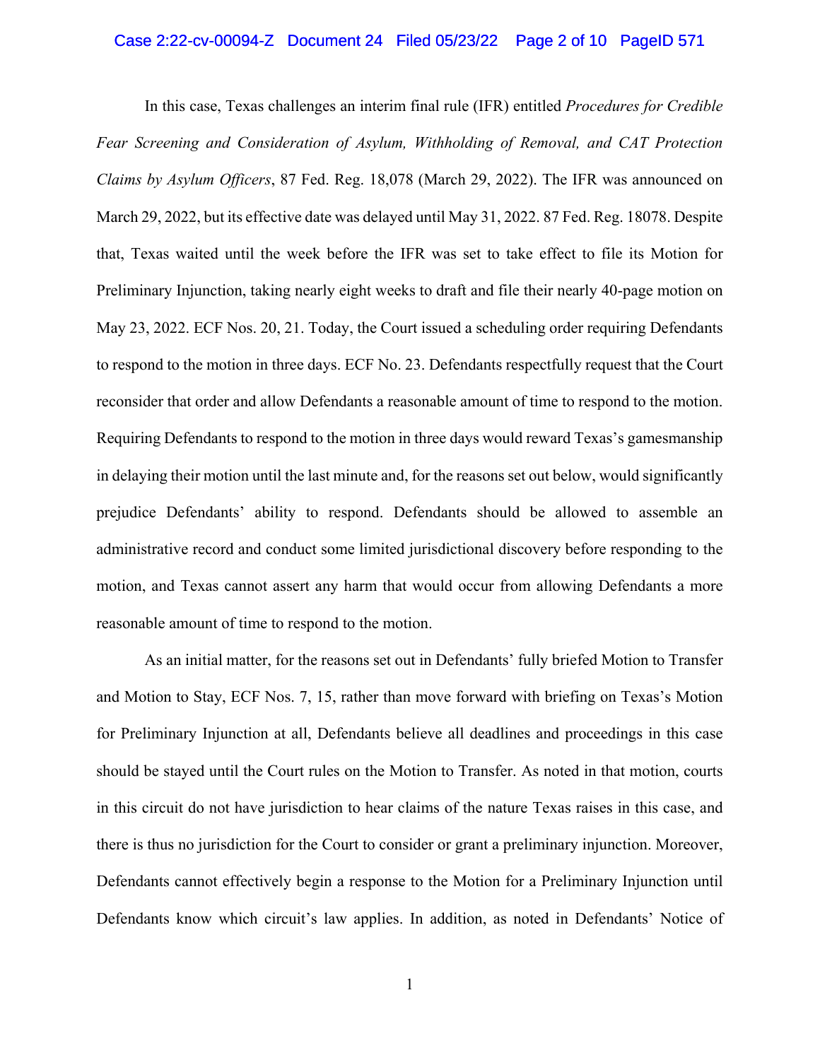In this case, Texas challenges an interim final rule (IFR) entitled *Procedures for Credible Fear Screening and Consideration of Asylum, Withholding of Removal, and CAT Protection Claims by Asylum Officers*, 87 Fed. Reg. 18,078 (March 29, 2022). The IFR was announced on March 29, 2022, but its effective date was delayed until May 31, 2022. 87 Fed. Reg. 18078. Despite that, Texas waited until the week before the IFR was set to take effect to file its Motion for Preliminary Injunction, taking nearly eight weeks to draft and file their nearly 40-page motion on May 23, 2022. ECF Nos. 20, 21. Today, the Court issued a scheduling order requiring Defendants to respond to the motion in three days. ECF No. 23. Defendants respectfully request that the Court reconsider that order and allow Defendants a reasonable amount of time to respond to the motion. Requiring Defendants to respond to the motion in three days would reward Texas's gamesmanship in delaying their motion until the last minute and, for the reasons set out below, would significantly prejudice Defendants' ability to respond. Defendants should be allowed to assemble an administrative record and conduct some limited jurisdictional discovery before responding to the motion, and Texas cannot assert any harm that would occur from allowing Defendants a more reasonable amount of time to respond to the motion.

As an initial matter, for the reasons set out in Defendants' fully briefed Motion to Transfer and Motion to Stay, ECF Nos. 7, 15, rather than move forward with briefing on Texas's Motion for Preliminary Injunction at all, Defendants believe all deadlines and proceedings in this case should be stayed until the Court rules on the Motion to Transfer. As noted in that motion, courts in this circuit do not have jurisdiction to hear claims of the nature Texas raises in this case, and there is thus no jurisdiction for the Court to consider or grant a preliminary injunction. Moreover, Defendants cannot effectively begin a response to the Motion for a Preliminary Injunction until Defendants know which circuit's law applies. In addition, as noted in Defendants' Notice of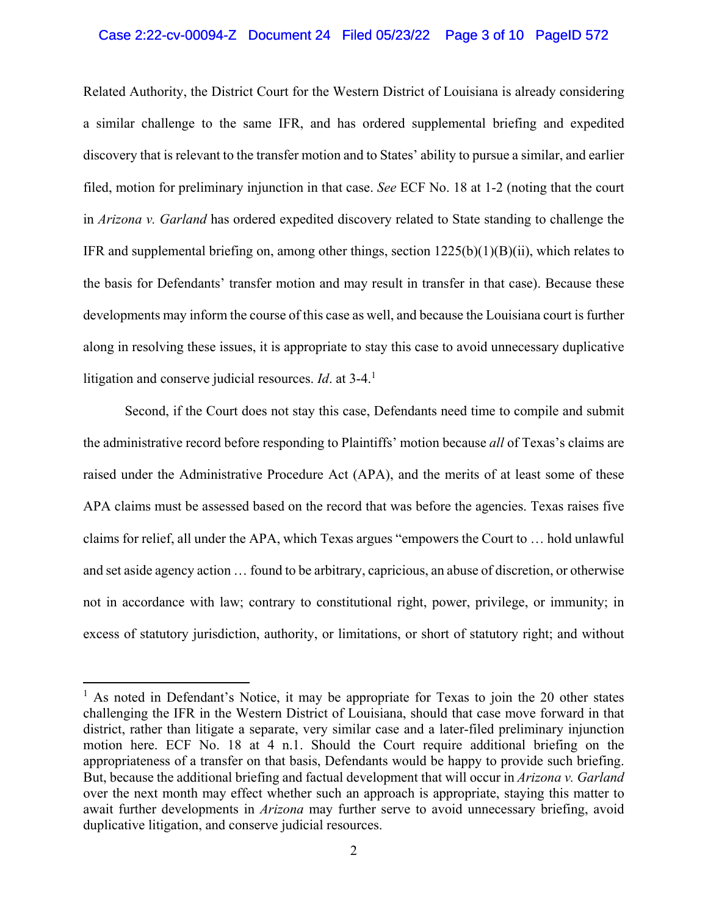Related Authority, the District Court for the Western District of Louisiana is already considering a similar challenge to the same IFR, and has ordered supplemental briefing and expedited discovery that is relevant to the transfer motion and to States' ability to pursue a similar, and earlier filed, motion for preliminary injunction in that case. *See* ECF No. 18 at 1-2 (noting that the court in *Arizona v. Garland* has ordered expedited discovery related to State standing to challenge the IFR and supplemental briefing on, among other things, section 1225(b)(1)(B)(ii), which relates to the basis for Defendants' transfer motion and may result in transfer in that case). Because these developments may inform the course of this case as well, and because the Louisiana court is further along in resolving these issues, it is appropriate to stay this case to avoid unnecessary duplicative litigation and conserve judicial resources. *Id*. at 3-4.[1]

Second, if the Court does not stay this case, Defendants need time to compile and submit the administrative record before responding to Plaintiffs' motion because *all* of Texas's claims are raised under the Administrative Procedure Act (APA), and the merits of at least some of these APA claims must be assessed based on the record that was before the agencies. Texas raises five claims for relief, all under the APA, which Texas argues "empowers the Court to … hold unlawful and set aside agency action … found to be arbitrary, capricious, an abuse of discretion, or otherwise not in accordance with law; contrary to constitutional right, power, privilege, or immunity; in excess of statutory jurisdiction, authority, or limitations, or short of statutory right; and without

[1] As noted in Defendant's Notice, it may be appropriate for Texas to join the 20 other states challenging the IFR in the Western District of Louisiana, should that case move forward in that district, rather than litigate a separate, very similar case and a later-filed preliminary injunction motion here. ECF No. 18 at 4 n.1. Should the Court require additional briefing on the appropriateness of a transfer on that basis, Defendants would be happy to provide such briefing. But, because the additional briefing and factual development that will occur in *Arizona v. Garland* over the next month may effect whether such an approach is appropriate, staying this matter to await further developments in *Arizona* may further serve to avoid unnecessary briefing, avoid duplicative litigation, and conserve judicial resources.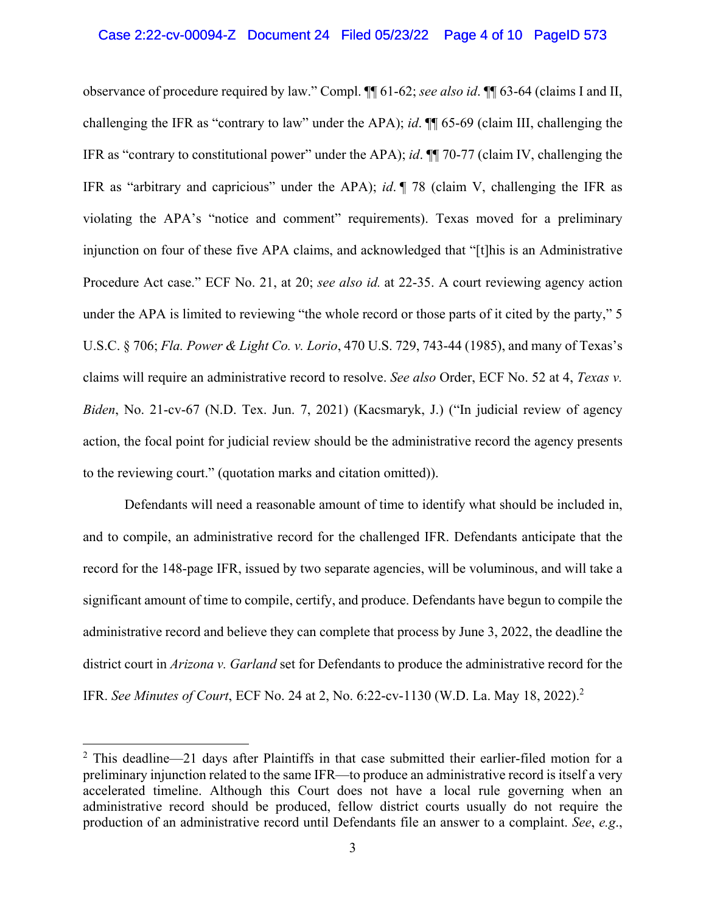observance of procedure required by law." Compl. ¶¶ 61-62; *see also id*. ¶¶ 63-64 (claims I and II, challenging the IFR as "contrary to law" under the APA); *id*. ¶¶ 65-69 (claim III, challenging the IFR as "contrary to constitutional power" under the APA); *id*. ¶¶ 70-77 (claim IV, challenging the IFR as "arbitrary and capricious" under the APA); *id*. ¶ 78 (claim V, challenging the IFR as violating the APA's "notice and comment" requirements). Texas moved for a preliminary injunction on four of these five APA claims, and acknowledged that "[t]his is an Administrative Procedure Act case." ECF No. 21, at 20; *see also id.* at 22-35. A court reviewing agency action under the APA is limited to reviewing "the whole record or those parts of it cited by the party," 5 U.S.C. § 706; *Fla. Power & Light Co. v. Lorio*, 470 U.S. 729, 743-44 (1985), and many of Texas's claims will require an administrative record to resolve. *See also* Order, ECF No. 52 at 4, *Texas v. Biden*, No. 21-cv-67 (N.D. Tex. Jun. 7, 2021) (Kacsmaryk, J.) ("In judicial review of agency action, the focal point for judicial review should be the administrative record the agency presents to the reviewing court." (quotation marks and citation omitted)).

Defendants will need a reasonable amount of time to identify what should be included in, and to compile, an administrative record for the challenged IFR. Defendants anticipate that the record for the 148-page IFR, issued by two separate agencies, will be voluminous, and will take a significant amount of time to compile, certify, and produce. Defendants have begun to compile the administrative record and believe they can complete that process by June 3, 2022, the deadline the district court in *Arizona v. Garland* set for Defendants to produce the administrative record for the IFR. *See Minutes of Court*, ECF No. 24 at 2, No. 6:22-cv-1130 (W.D. La. May 18, 2022).[2]

---

[2] This deadline—21 days after Plaintiffs in that case submitted their earlier-filed motion for a preliminary injunction related to the same IFR—to produce an administrative record is itself a very accelerated timeline. Although this Court does not have a local rule governing when an administrative record should be produced, fellow district courts usually do not require the production of an administrative record until Defendants file an answer to a complaint. *See*, *e.g.*,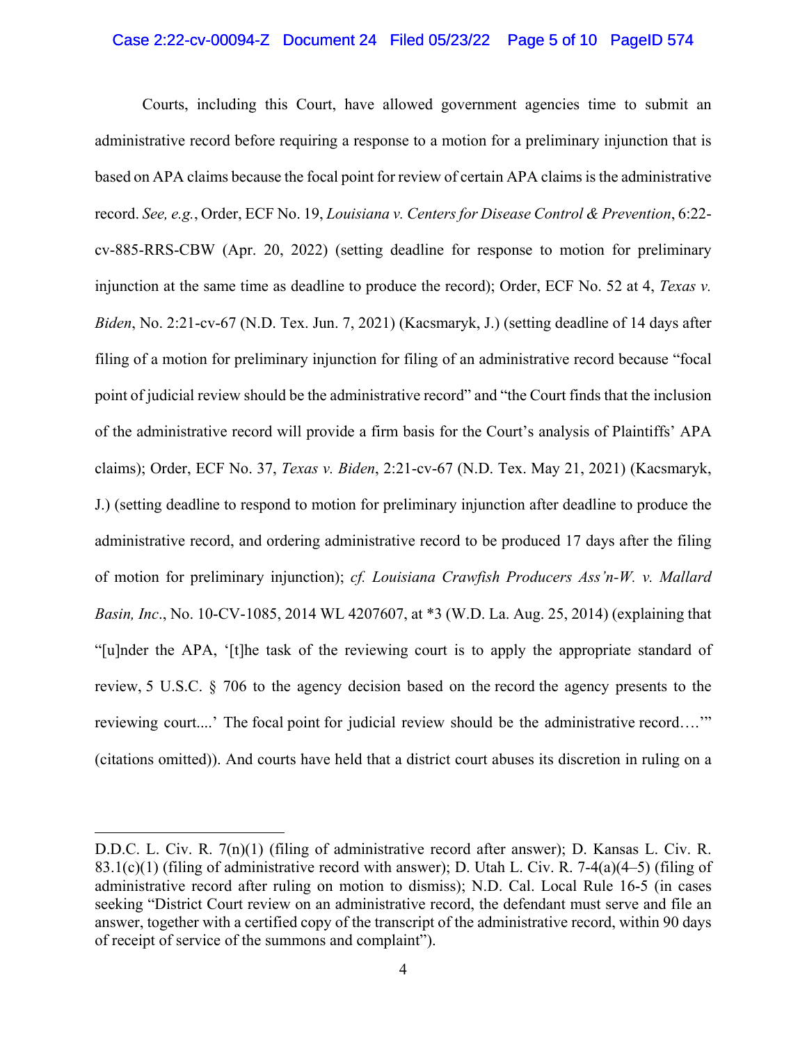Courts, including this Court, have allowed government agencies time to submit an administrative record before requiring a response to a motion for a preliminary injunction that is based on APA claims because the focal point for review of certain APA claims is the administrative record. *See, e.g.*, Order, ECF No. 19, *Louisiana v. Centers for Disease Control & Prevention*, 6:22-cv-885-RRS-CBW (Apr. 20, 2022) (setting deadline for response to motion for preliminary injunction at the same time as deadline to produce the record); Order, ECF No. 52 at 4, *Texas v. Biden*, No. 2:21-cv-67 (N.D. Tex. Jun. 7, 2021) (Kacsmaryk, J.) (setting deadline of 14 days after filing of a motion for preliminary injunction for filing of an administrative record because "focal point of judicial review should be the administrative record" and "the Court finds that the inclusion of the administrative record will provide a firm basis for the Court's analysis of Plaintiffs' APA claims); Order, ECF No. 37, *Texas v. Biden*, 2:21-cv-67 (N.D. Tex. May 21, 2021) (Kacsmaryk, J.) (setting deadline to respond to motion for preliminary injunction after deadline to produce the administrative record, and ordering administrative record to be produced 17 days after the filing of motion for preliminary injunction); *cf. Louisiana Crawfish Producers Ass'n-W. v. Mallard Basin, Inc.*, No. 10-CV-1085, 2014 WL 4207607, at *3 (W.D. La. Aug. 25, 2014) (explaining that "[u]nder the APA, '[t]he task of the reviewing court is to apply the appropriate standard of review, 5 U.S.C. § 706 to the agency decision based on the record the agency presents to the reviewing court....' The focal point for judicial review should be the administrative record….'" (citations omitted)). And courts have held that a district court abuses its discretion in ruling on a

---

D.D.C. L. Civ. R. 7(n)(1) (filing of administrative record after answer); D. Kansas L. Civ. R. 83.1(c)(1) (filing of administrative record with answer); D. Utah L. Civ. R. 7-4(a)(4–5) (filing of administrative record after ruling on motion to dismiss); N.D. Cal. Local Rule 16-5 (in cases seeking "District Court review on an administrative record, the defendant must serve and file an answer, together with a certified copy of the transcript of the administrative record, within 90 days of receipt of service of the summons and complaint").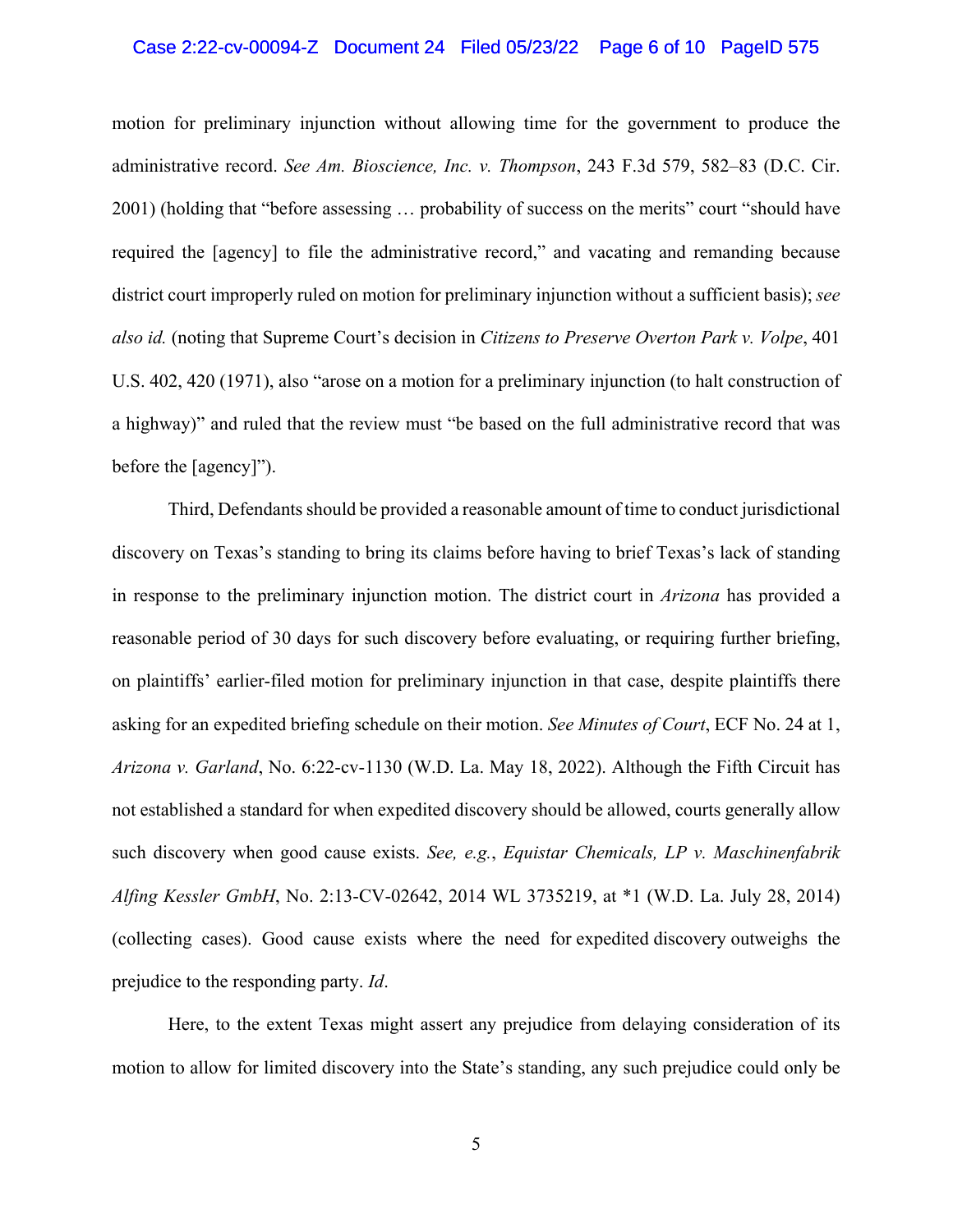motion for preliminary injunction without allowing time for the government to produce the administrative record. *See Am. Bioscience, Inc. v. Thompson*, 243 F.3d 579, 582–83 (D.C. Cir. 2001) (holding that "before assessing … probability of success on the merits" court "should have required the [agency] to file the administrative record," and vacating and remanding because district court improperly ruled on motion for preliminary injunction without a sufficient basis); *see also id.* (noting that Supreme Court's decision in *Citizens to Preserve Overton Park v. Volpe*, 401 U.S. 402, 420 (1971), also "arose on a motion for a preliminary injunction (to halt construction of a highway)" and ruled that the review must "be based on the full administrative record that was before the [agency]").

Third, Defendants should be provided a reasonable amount of time to conduct jurisdictional discovery on Texas's standing to bring its claims before having to brief Texas's lack of standing in response to the preliminary injunction motion. The district court in *Arizona* has provided a reasonable period of 30 days for such discovery before evaluating, or requiring further briefing, on plaintiffs' earlier-filed motion for preliminary injunction in that case, despite plaintiffs there asking for an expedited briefing schedule on their motion. *See Minutes of Court*, ECF No. 24 at 1, *Arizona v. Garland*, No. 6:22-cv-1130 (W.D. La. May 18, 2022). Although the Fifth Circuit has not established a standard for when expedited discovery should be allowed, courts generally allow such discovery when good cause exists. *See, e.g.*, *Equistar Chemicals, LP v. Maschinenfabrik Alfing Kessler GmbH*, No. 2:13-CV-02642, 2014 WL 3735219, at *1 (W.D. La. July 28, 2014) (collecting cases). Good cause exists where the need for expedited discovery outweighs the prejudice to the responding party. *Id*.

Here, to the extent Texas might assert any prejudice from delaying consideration of its motion to allow for limited discovery into the State's standing, any such prejudice could only be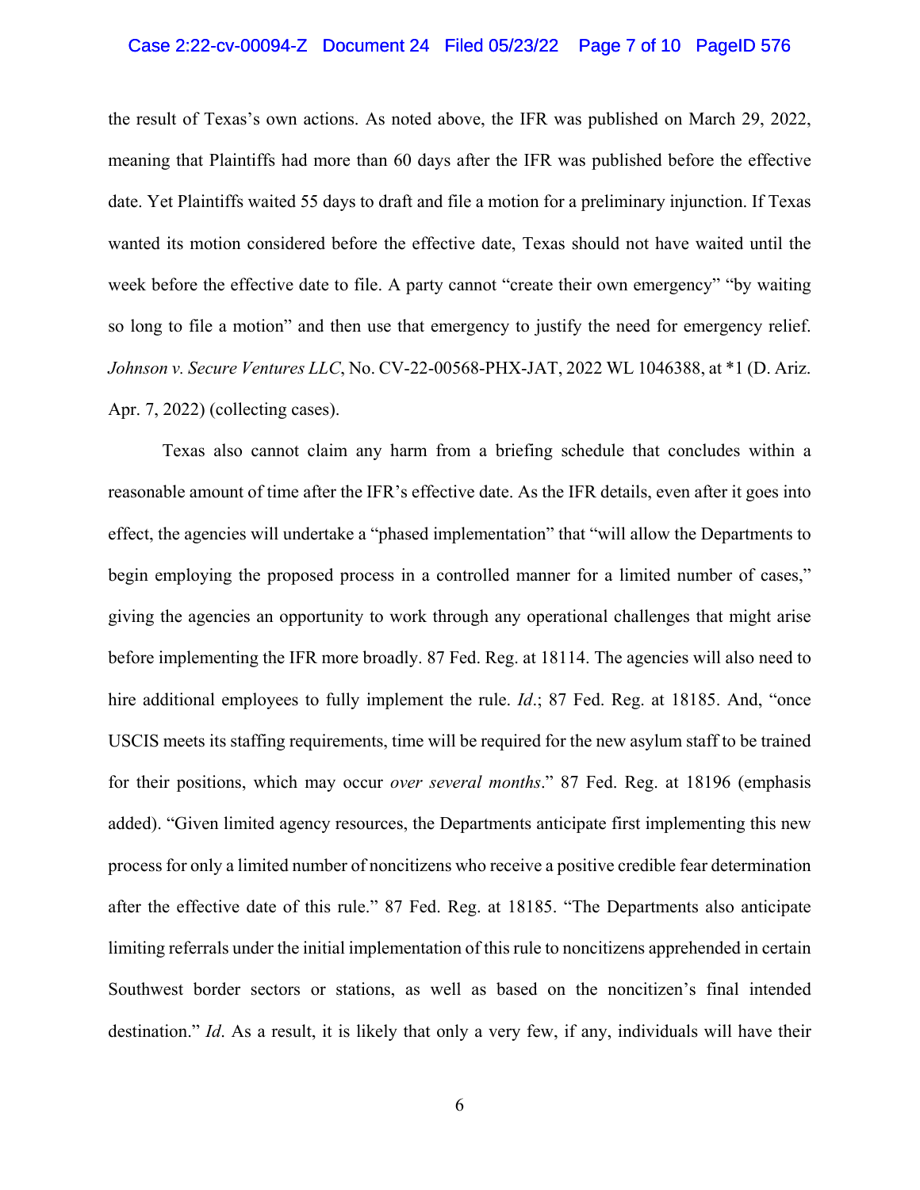the result of Texas's own actions. As noted above, the IFR was published on March 29, 2022, meaning that Plaintiffs had more than 60 days after the IFR was published before the effective date. Yet Plaintiffs waited 55 days to draft and file a motion for a preliminary injunction. If Texas wanted its motion considered before the effective date, Texas should not have waited until the week before the effective date to file. A party cannot "create their own emergency" "by waiting so long to file a motion" and then use that emergency to justify the need for emergency relief. *Johnson v. Secure Ventures LLC*, No. CV-22-00568-PHX-JAT, 2022 WL 1046388, at *1 (D. Ariz. Apr. 7, 2022) (collecting cases).

Texas also cannot claim any harm from a briefing schedule that concludes within a reasonable amount of time after the IFR's effective date. As the IFR details, even after it goes into effect, the agencies will undertake a "phased implementation" that "will allow the Departments to begin employing the proposed process in a controlled manner for a limited number of cases," giving the agencies an opportunity to work through any operational challenges that might arise before implementing the IFR more broadly. 87 Fed. Reg. at 18114. The agencies will also need to hire additional employees to fully implement the rule. *Id*.; 87 Fed. Reg. at 18185. And, "once USCIS meets its staffing requirements, time will be required for the new asylum staff to be trained for their positions, which may occur *over several months*." 87 Fed. Reg. at 18196 (emphasis added). "Given limited agency resources, the Departments anticipate first implementing this new process for only a limited number of noncitizens who receive a positive credible fear determination after the effective date of this rule." 87 Fed. Reg. at 18185. "The Departments also anticipate limiting referrals under the initial implementation of this rule to noncitizens apprehended in certain Southwest border sectors or stations, as well as based on the noncitizen's final intended destination." *Id*. As a result, it is likely that only a very few, if any, individuals will have their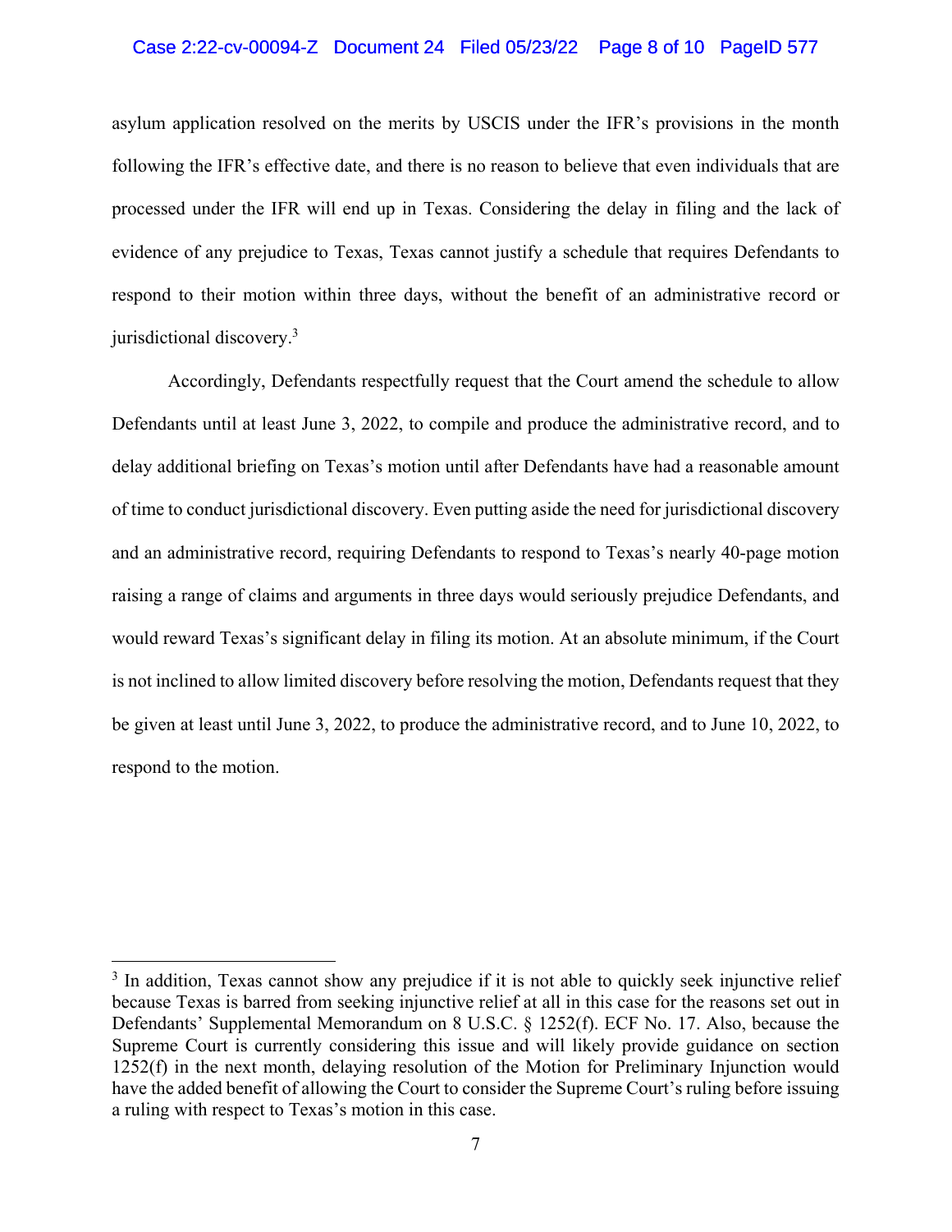asylum application resolved on the merits by USCIS under the IFR's provisions in the month following the IFR's effective date, and there is no reason to believe that even individuals that are processed under the IFR will end up in Texas. Considering the delay in filing and the lack of evidence of any prejudice to Texas, Texas cannot justify a schedule that requires Defendants to respond to their motion within three days, without the benefit of an administrative record or jurisdictional discovery.[3]

Accordingly, Defendants respectfully request that the Court amend the schedule to allow Defendants until at least June 3, 2022, to compile and produce the administrative record, and to delay additional briefing on Texas's motion until after Defendants have had a reasonable amount of time to conduct jurisdictional discovery. Even putting aside the need for jurisdictional discovery and an administrative record, requiring Defendants to respond to Texas's nearly 40-page motion raising a range of claims and arguments in three days would seriously prejudice Defendants, and would reward Texas's significant delay in filing its motion. At an absolute minimum, if the Court is not inclined to allow limited discovery before resolving the motion, Defendants request that they be given at least until June 3, 2022, to produce the administrative record, and to June 10, 2022, to respond to the motion.

---

[3] In addition, Texas cannot show any prejudice if it is not able to quickly seek injunctive relief because Texas is barred from seeking injunctive relief at all in this case for the reasons set out in Defendants' Supplemental Memorandum on 8 U.S.C. § 1252(f). ECF No. 17. Also, because the Supreme Court is currently considering this issue and will likely provide guidance on section 1252(f) in the next month, delaying resolution of the Motion for Preliminary Injunction would have the added benefit of allowing the Court to consider the Supreme Court's ruling before issuing a ruling with respect to Texas's motion in this case.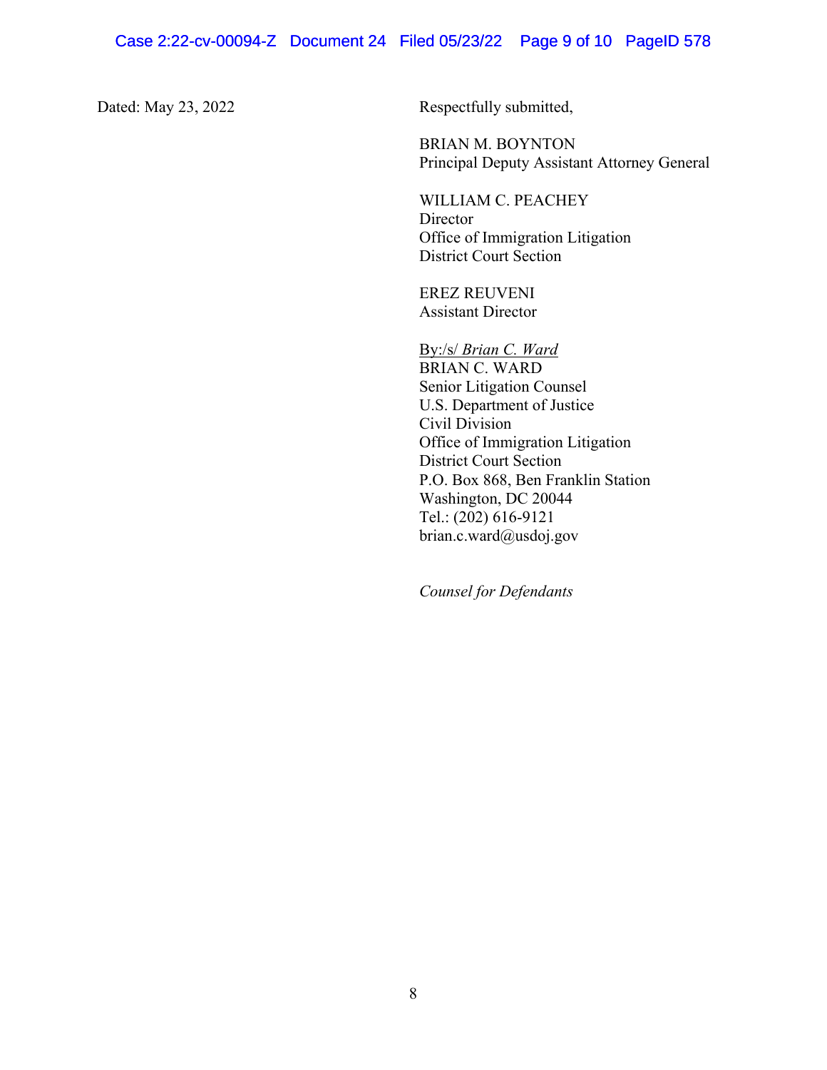Dated: May 23, 2022

Respectfully submitted,

BRIAN M. BOYNTON
Principal Deputy Assistant Attorney General

WILLIAM C. PEACHEY
Director
Office of Immigration Litigation
District Court Section

EREZ REUVENI
Assistant Director

By:/s/ *Brian C. Ward*
BRIAN C. WARD
Senior Litigation Counsel
U.S. Department of Justice
Civil Division
Office of Immigration Litigation
District Court Section
P.O. Box 868, Ben Franklin Station
Washington, DC 20044
Tel.: (202) 616-9121
brian.c.ward@usdoj.gov

*Counsel for Defendants*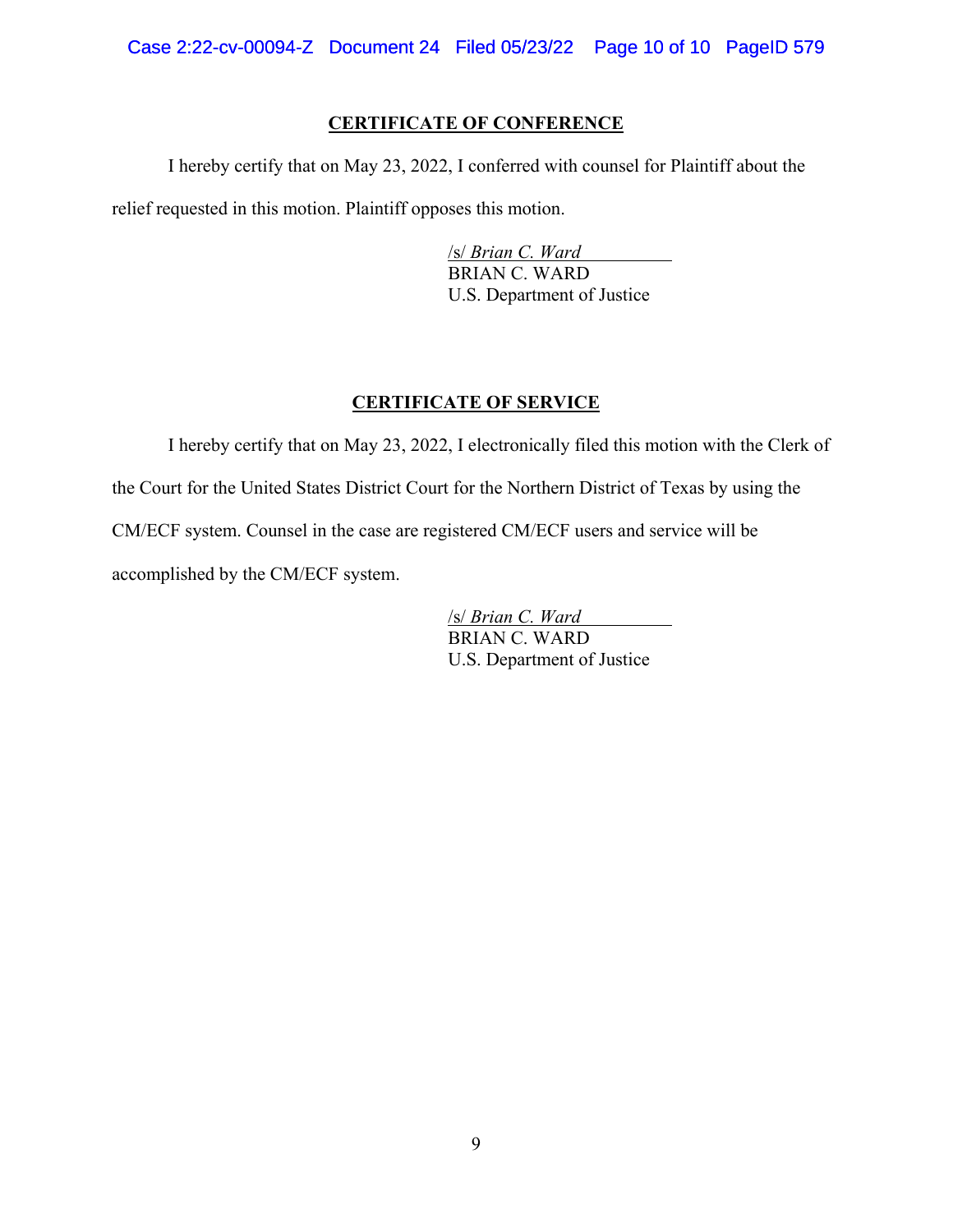**CERTIFICATE OF CONFERENCE**

I hereby certify that on May 23, 2022, I conferred with counsel for Plaintiff about the relief requested in this motion. Plaintiff opposes this motion.

/s/ *Brian C. Ward*
BRIAN C. WARD
U.S. Department of Justice

**CERTIFICATE OF SERVICE**

I hereby certify that on May 23, 2022, I electronically filed this motion with the Clerk of the Court for the United States District Court for the Northern District of Texas by using the CM/ECF system. Counsel in the case are registered CM/ECF users and service will be accomplished by the CM/ECF system.

/s/ *Brian C. Ward*
BRIAN C. WARD
U.S. Department of Justice